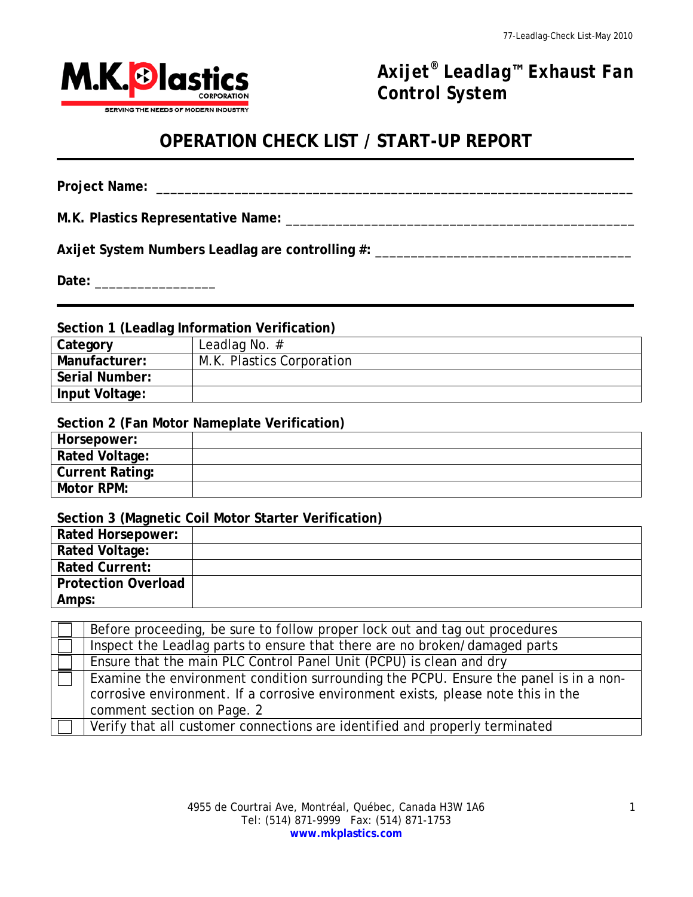M.K. Plastics CORPORATION
SERVING THE NEEDS OF MODERN INDUSTRY

# Axijet® Leadlag™ Exhaust Fan Control System

## OPERATION CHECK LIST / START-UP REPORT

**Project Name:** ___________________________________________________________________

**M.K. Plastics Representative Name:** _______________________________________________

**Axijet System Numbers Leadlag are controlling #:** __________________________________

**Date:** _________________

### Section 1 (Leadlag Information Verification)

| **Category** | Leadlag No. # |
|---|---|
| **Manufacturer:** | M.K. Plastics Corporation |
| **Serial Number:** | |
| **Input Voltage:** | |

### Section 2 (Fan Motor Nameplate Verification)

| **Horsepower:** | |
|---|---|
| **Rated Voltage:** | |
| **Current Rating:** | |
| **Motor RPM:** | |

### Section 3 (Magnetic Coil Motor Starter Verification)

| **Rated Horsepower:** | |
|---|---|
| **Rated Voltage:** | |
| **Rated Current:** | |
| **Protection Overload Amps:** | |

| | |
|---|---|
| ☐ | Before proceeding, be sure to follow proper lock out and tag out procedures |
| ☐ | Inspect the Leadlag parts to ensure that there are no broken/damaged parts |
| ☐ | Ensure that the main PLC Control Panel Unit (PCPU) is clean and dry |
| ☐ | Examine the environment condition surrounding the PCPU. Ensure the panel is in a non-corrosive environment. If a corrosive environment exists, please note this in the comment section on Page. 2 |
| ☐ | Verify that all customer connections are identified and properly terminated |

4955 de Courtrai Ave, Montréal, Québec, Canada H3W 1A6
Tel: (514) 871-9999 Fax: (514) 871-1753
www.mkplastics.com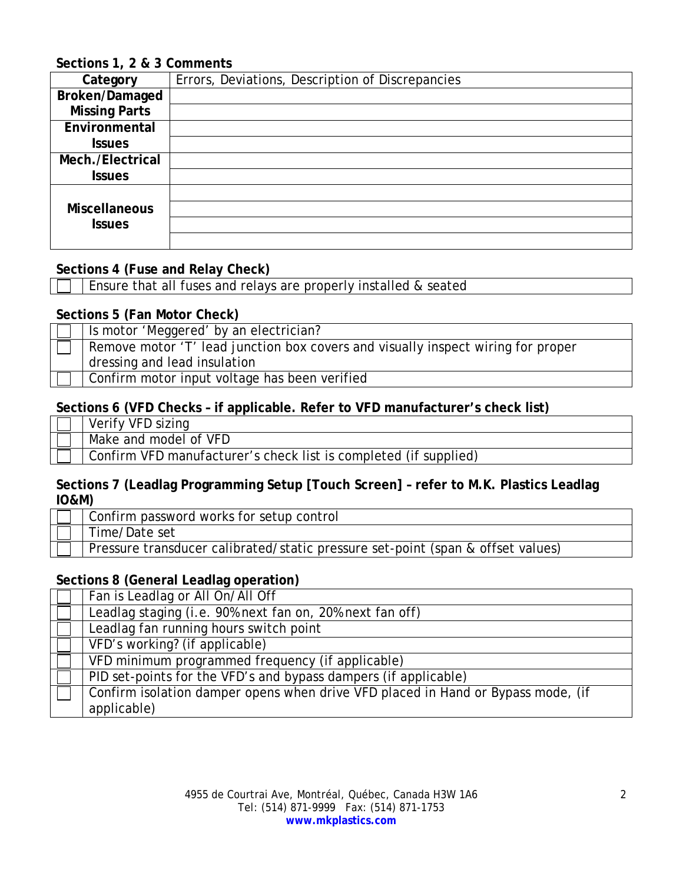**Sections 1, 2 & 3 Comments**

| Category | Errors, Deviations, Description of Discrepancies |
|---|---|
| Broken/Damaged | |
| Missing Parts | |
| Environmental | |
| Issues | |
| Mech./Electrical | |
| Issues | |
| Miscellaneous Issues | |
| | |
| | |
| | |

**Sections 4 (Fuse and Relay Check)**

| ☐ | Ensure that all fuses and relays are properly installed & seated |
|---|---|

**Sections 5 (Fan Motor Check)**

| | |
|---|---|
| ☐ | Is motor 'Meggered' by an electrician? |
| ☐ | Remove motor 'T' lead junction box covers and visually inspect wiring for proper dressing and lead insulation |
| ☐ | Confirm motor input voltage has been verified |

**Sections 6 (VFD Checks – if applicable. Refer to VFD manufacturer's check list)**

| | |
|---|---|
| ☐ | Verify VFD sizing |
| ☐ | Make and model of VFD |
| ☐ | Confirm VFD manufacturer's check list is completed (if supplied) |

**Sections 7 (Leadlag Programming Setup [Touch Screen] – refer to M.K. Plastics Leadlag IO&M)**

| | |
|---|---|
| ☐ | Confirm password works for setup control |
| ☐ | Time/Date set |
| ☐ | Pressure transducer calibrated/static pressure set-point (span & offset values) |

**Sections 8 (General Leadlag operation)**

| | |
|---|---|
| ☐ | Fan is Leadlag or All On/All Off |
| ☐ | Leadlag staging (i.e. 90% next fan on, 20% next fan off) |
| ☐ | Leadlag fan running hours switch point |
| ☐ | VFD's working? (if applicable) |
| ☐ | VFD minimum programmed frequency (if applicable) |
| ☐ | PID set-points for the VFD's and bypass dampers (if applicable) |
| ☐ | Confirm isolation damper opens when drive VFD placed in Hand or Bypass mode, (if applicable) |

4955 de Courtrai Ave, Montréal, Québec, Canada H3W 1A6
Tel: (514) 871-9999 Fax: (514) 871-1753
**www.mkplastics.com**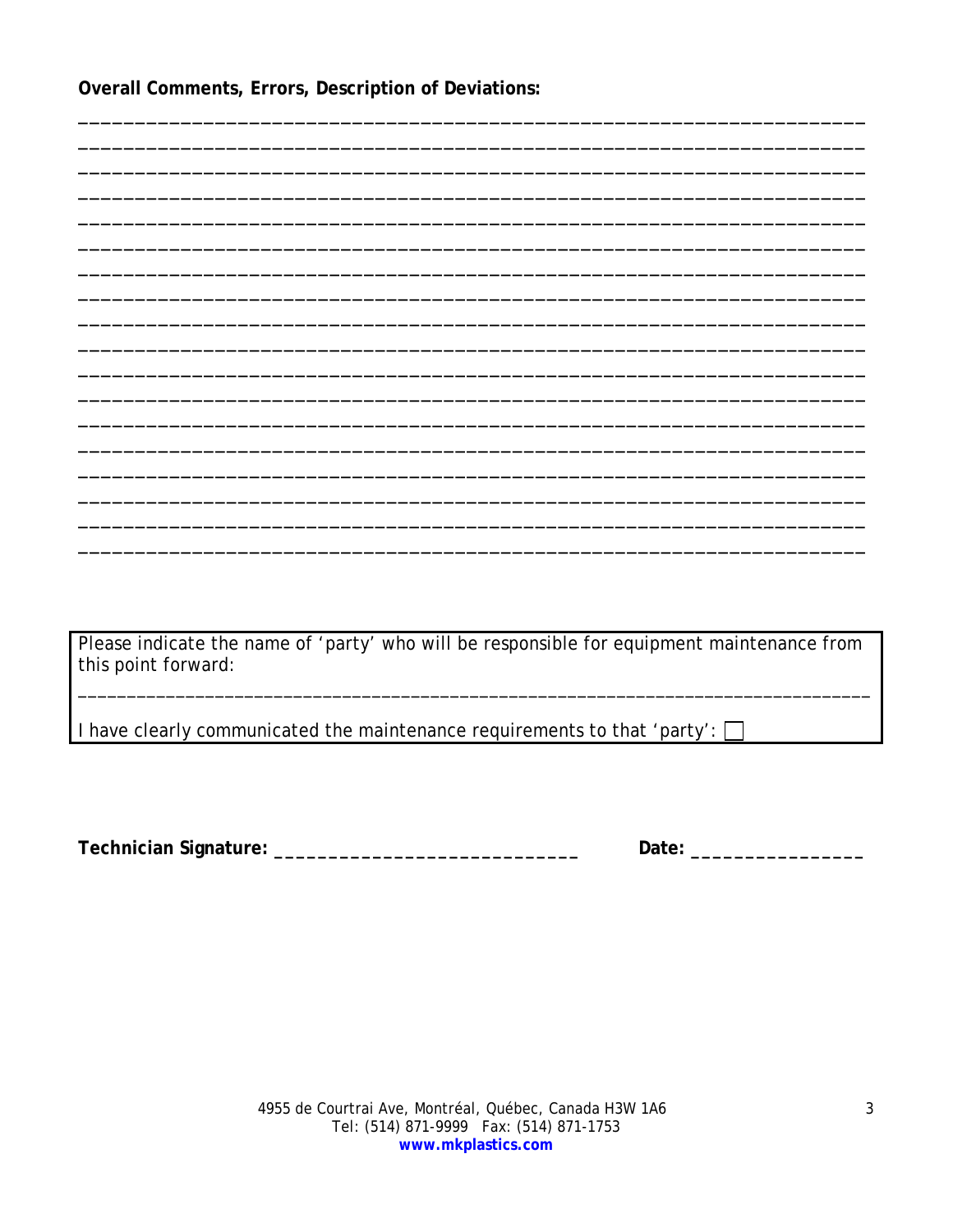**Overall Comments, Errors, Description of Deviations:**

_____________________________________________________________________________
_____________________________________________________________________________
_____________________________________________________________________________
_____________________________________________________________________________
_____________________________________________________________________________
_____________________________________________________________________________
_____________________________________________________________________________
_____________________________________________________________________________
_____________________________________________________________________________
_____________________________________________________________________________
_____________________________________________________________________________
_____________________________________________________________________________
_____________________________________________________________________________
_____________________________________________________________________________
_____________________________________________________________________________
_____________________________________________________________________________
_____________________________________________________________________________
_____________________________________________________________________________

Please indicate the name of 'party' who will be responsible for equipment maintenance from this point forward:

_____________________________________________________________________________

I have clearly communicated the maintenance requirements to that 'party': ☐

**Technician Signature:** _____________________________ **Date:** ________________

4955 de Courtrai Ave, Montréal, Québec, Canada H3W 1A6
Tel: (514) 871-9999 Fax: (514) 871-1753
**www.mkplastics.com**